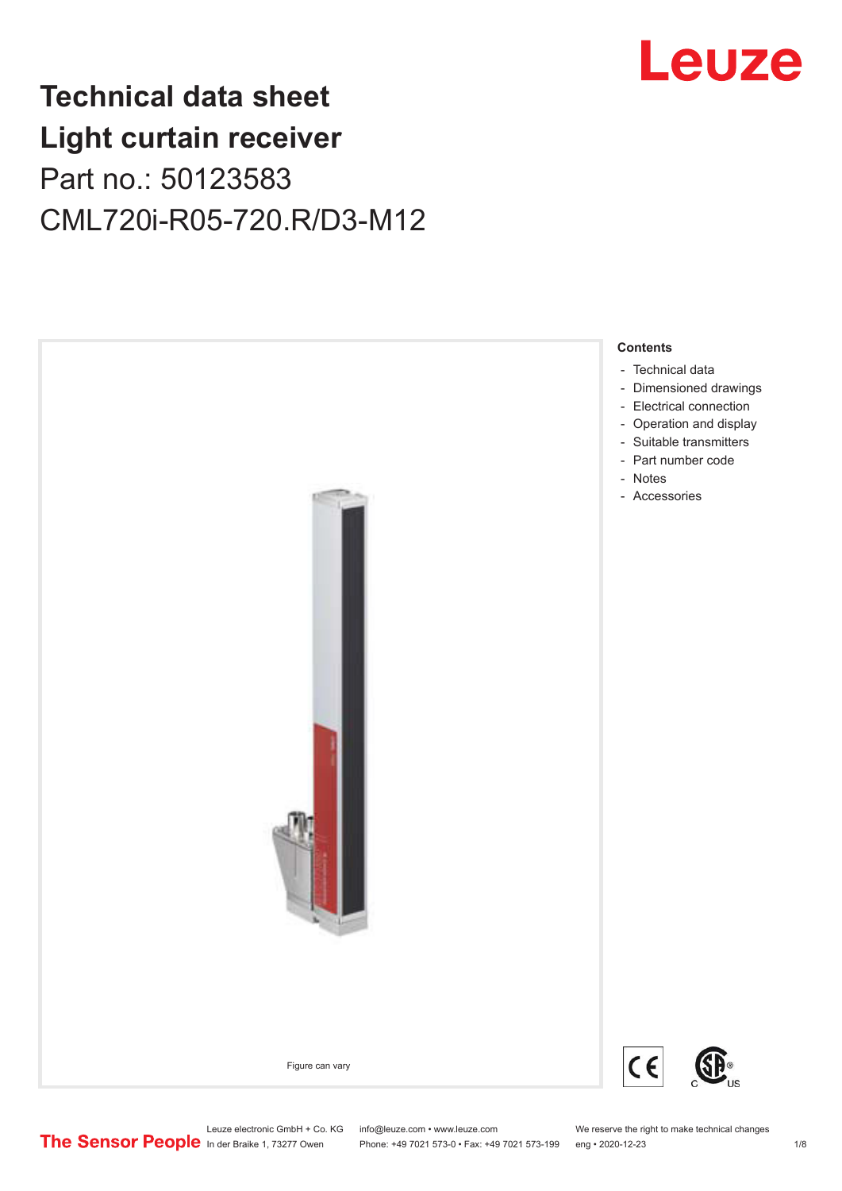# Technical data sheet
# Light curtain receiver
## Part no.: 50123583
## CML720i-R05-720.R/D3-M12

Figure can vary

**Contents**

- Technical data
- Dimensioned drawings
- Electrical connection
- Operation and display
- Suitable transmitters
- Part number code
- Notes
- Accessories

Leuze electronic GmbH + Co. KG
In der Braike 1, 73277 Owen

info@leuze.com • www.leuze.com
Phone: +49 7021 573-0 • Fax: +49 7021 573-199

We reserve the right to make technical changes
eng • 2020-12-23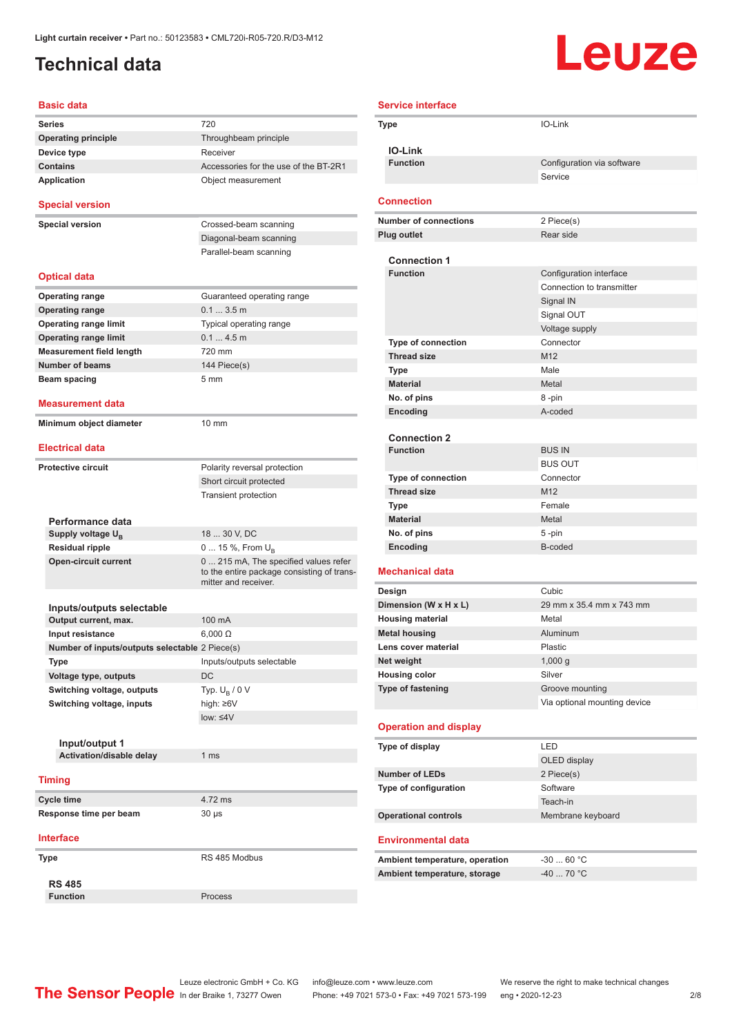Light curtain receiver • Part no.: 50123583 • CML720i-R05-720.R/D3-M12

# Technical data

## Basic data

| | |
|---|---|
| **Series** | 720 |
| **Operating principle** | Throughbeam principle |
| **Device type** | Receiver |
| **Contains** | Accessories for the use of the BT-2R1 |
| **Application** | Object measurement |

## Special version

| | |
|---|---|
| **Special version** | Crossed-beam scanning |
| | Diagonal-beam scanning |
| | Parallel-beam scanning |

## Optical data

| | |
|---|---|
| **Operating range** | Guaranteed operating range |
| **Operating range** | 0.1 ... 3.5 m |
| **Operating range limit** | Typical operating range |
| **Operating range limit** | 0.1 ... 4.5 m |
| **Measurement field length** | 720 mm |
| **Number of beams** | 144 Piece(s) |
| **Beam spacing** | 5 mm |

## Measurement data

| | |
|---|---|
| **Minimum object diameter** | 10 mm |

## Electrical data

| | |
|---|---|
| **Protective circuit** | Polarity reversal protection |
| | Short circuit protected |
| | Transient protection |

### Performance data

| | |
|---|---|
| **Supply voltage $U_B$** | 18 ... 30 V, DC |
| **Residual ripple** | 0 ... 15 %, From $U_B$ |
| **Open-circuit current** | 0 ... 215 mA, The specified values refer to the entire package consisting of transmitter and receiver. |

### Inputs/outputs selectable

| | |
|---|---|
| **Output current, max.** | 100 mA |
| **Input resistance** | 6,000 Ω |
| **Number of inputs/outputs selectable** | 2 Piece(s) |
| **Type** | Inputs/outputs selectable |
| **Voltage type, outputs** | DC |
| **Switching voltage, outputs** | Typ. $U_B$ / 0 V |
| **Switching voltage, inputs** | high: ≥6V |
| | low: ≤4V |

#### Input/output 1

| | |
|---|---|
| **Activation/disable delay** | 1 ms |

## Timing

| | |
|---|---|
| **Cycle time** | 4.72 ms |
| **Response time per beam** | 30 µs |

## Interface

| | |
|---|---|
| **Type** | RS 485 Modbus |

### RS 485

| | |
|---|---|
| **Function** | Process |

## Service interface

| | |
|---|---|
| **Type** | IO-Link |

### IO-Link

| | |
|---|---|
| **Function** | Configuration via software |
| | Service |

## Connection

| | |
|---|---|
| **Number of connections** | 2 Piece(s) |
| **Plug outlet** | Rear side |

### Connection 1

| | |
|---|---|
| **Function** | Configuration interface |
| | Connection to transmitter |
| | Signal IN |
| | Signal OUT |
| | Voltage supply |
| **Type of connection** | Connector |
| **Thread size** | M12 |
| **Type** | Male |
| **Material** | Metal |
| **No. of pins** | 8 -pin |
| **Encoding** | A-coded |

### Connection 2

| | |
|---|---|
| **Function** | BUS IN |
| | BUS OUT |
| **Type of connection** | Connector |
| **Thread size** | M12 |
| **Type** | Female |
| **Material** | Metal |
| **No. of pins** | 5 -pin |
| **Encoding** | B-coded |

## Mechanical data

| | |
|---|---|
| **Design** | Cubic |
| **Dimension (W x H x L)** | 29 mm x 35.4 mm x 743 mm |
| **Housing material** | Metal |
| **Metal housing** | Aluminum |
| **Lens cover material** | Plastic |
| **Net weight** | 1,000 g |
| **Housing color** | Silver |
| **Type of fastening** | Groove mounting |
| | Via optional mounting device |

## Operation and display

| | |
|---|---|
| **Type of display** | LED |
| | OLED display |
| **Number of LEDs** | 2 Piece(s) |
| **Type of configuration** | Software |
| | Teach-in |
| **Operational controls** | Membrane keyboard |

## Environmental data

| | |
|---|---|
| **Ambient temperature, operation** | -30 ... 60 °C |
| **Ambient temperature, storage** | -40 ... 70 °C |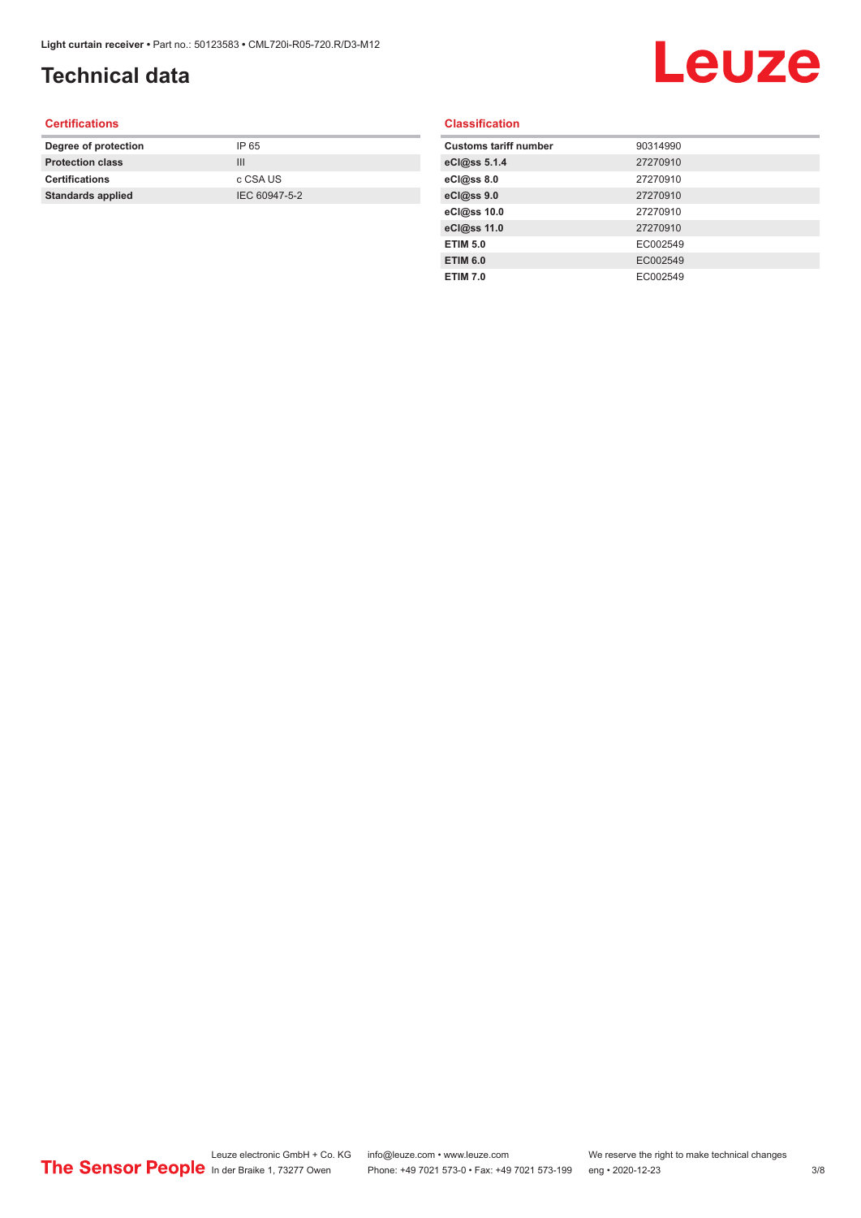# Technical data

## Certifications

| | |
|---|---|
| **Degree of protection** | IP 65 |
| **Protection class** | III |
| **Certifications** | c CSA US |
| **Standards applied** | IEC 60947-5-2 |

## Classification

| | |
|---|---|
| **Customs tariff number** | 90314990 |
| **eCl@ss 5.1.4** | 27270910 |
| **eCl@ss 8.0** | 27270910 |
| **eCl@ss 9.0** | 27270910 |
| **eCl@ss 10.0** | 27270910 |
| **eCl@ss 11.0** | 27270910 |
| **ETIM 5.0** | EC002549 |
| **ETIM 6.0** | EC002549 |
| **ETIM 7.0** | EC002549 |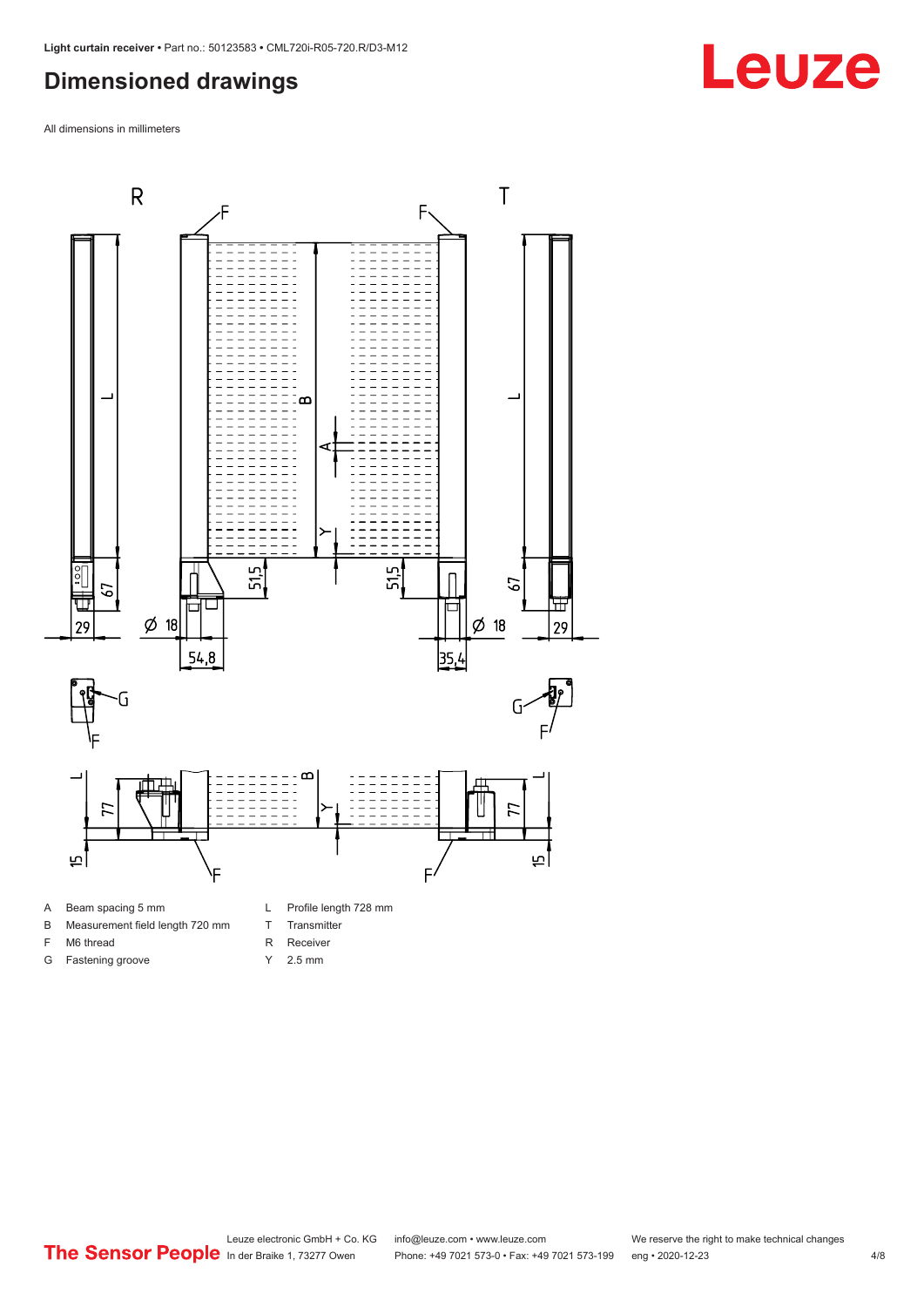## Dimensioned drawings

All dimensions in millimeters

A Beam spacing 5 mm
B Measurement field length 720 mm
F M6 thread
G Fastening groove
L Profile length 728 mm
T Transmitter
R Receiver
Y 2.5 mm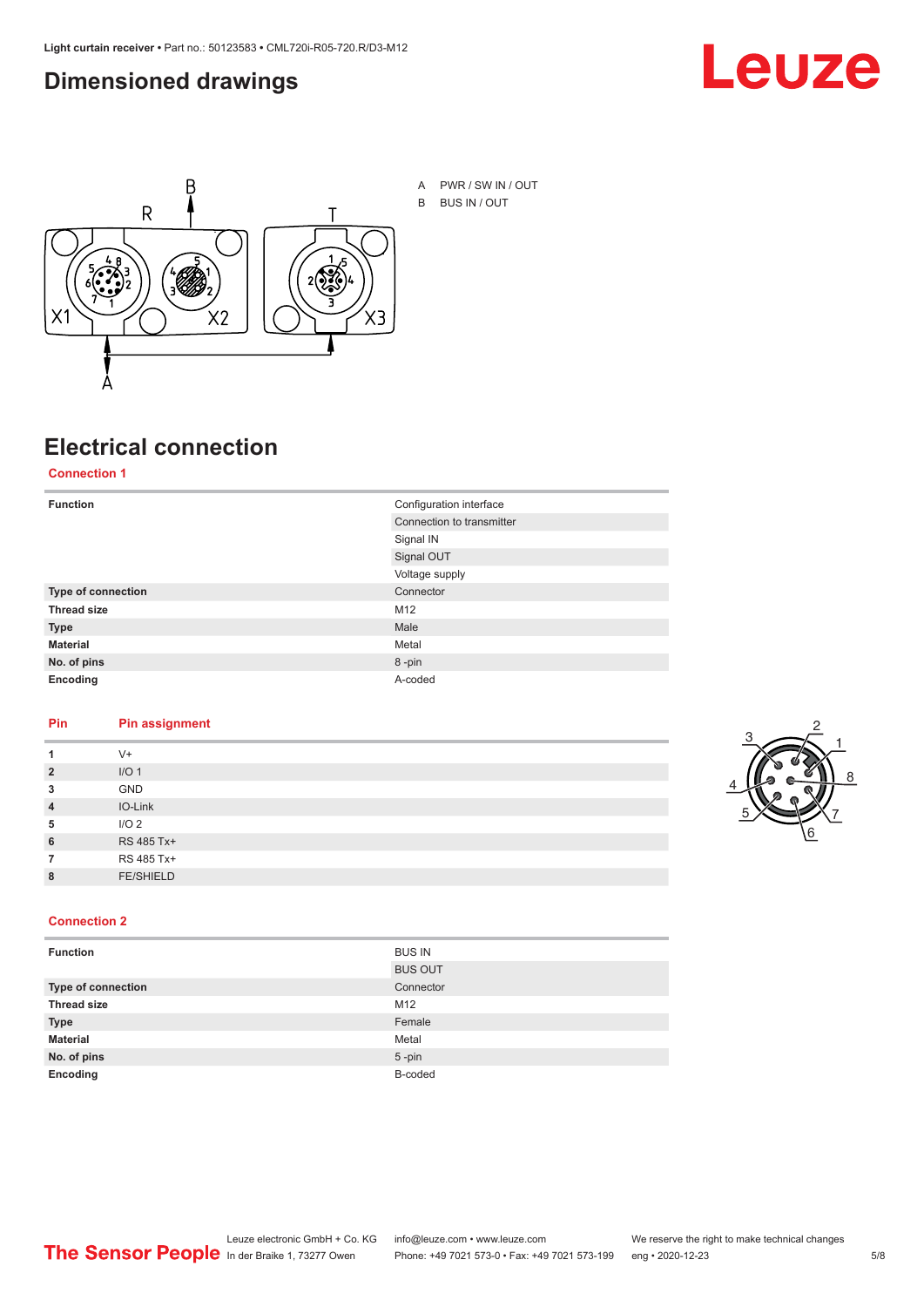# Dimensioned drawings

A PWR / SW IN / OUT

B BUS IN / OUT

# Electrical connection

## Connection 1

| | |
|---|---|
| **Function** | Configuration interface |
| | Connection to transmitter |
| | Signal IN |
| | Signal OUT |
| | Voltage supply |
| **Type of connection** | Connector |
| **Thread size** | M12 |
| **Type** | Male |
| **Material** | Metal |
| **No. of pins** | 8 -pin |
| **Encoding** | A-coded |

| Pin | Pin assignment |
|---|---|
| **1** | V+ |
| **2** | I/O 1 |
| **3** | GND |
| **4** | IO-Link |
| **5** | I/O 2 |
| **6** | RS 485 Tx+ |
| **7** | RS 485 Tx+ |
| **8** | FE/SHIELD |

## Connection 2

| | |
|---|---|
| **Function** | BUS IN |
| | BUS OUT |
| **Type of connection** | Connector |
| **Thread size** | M12 |
| **Type** | Female |
| **Material** | Metal |
| **No. of pins** | 5 -pin |
| **Encoding** | B-coded |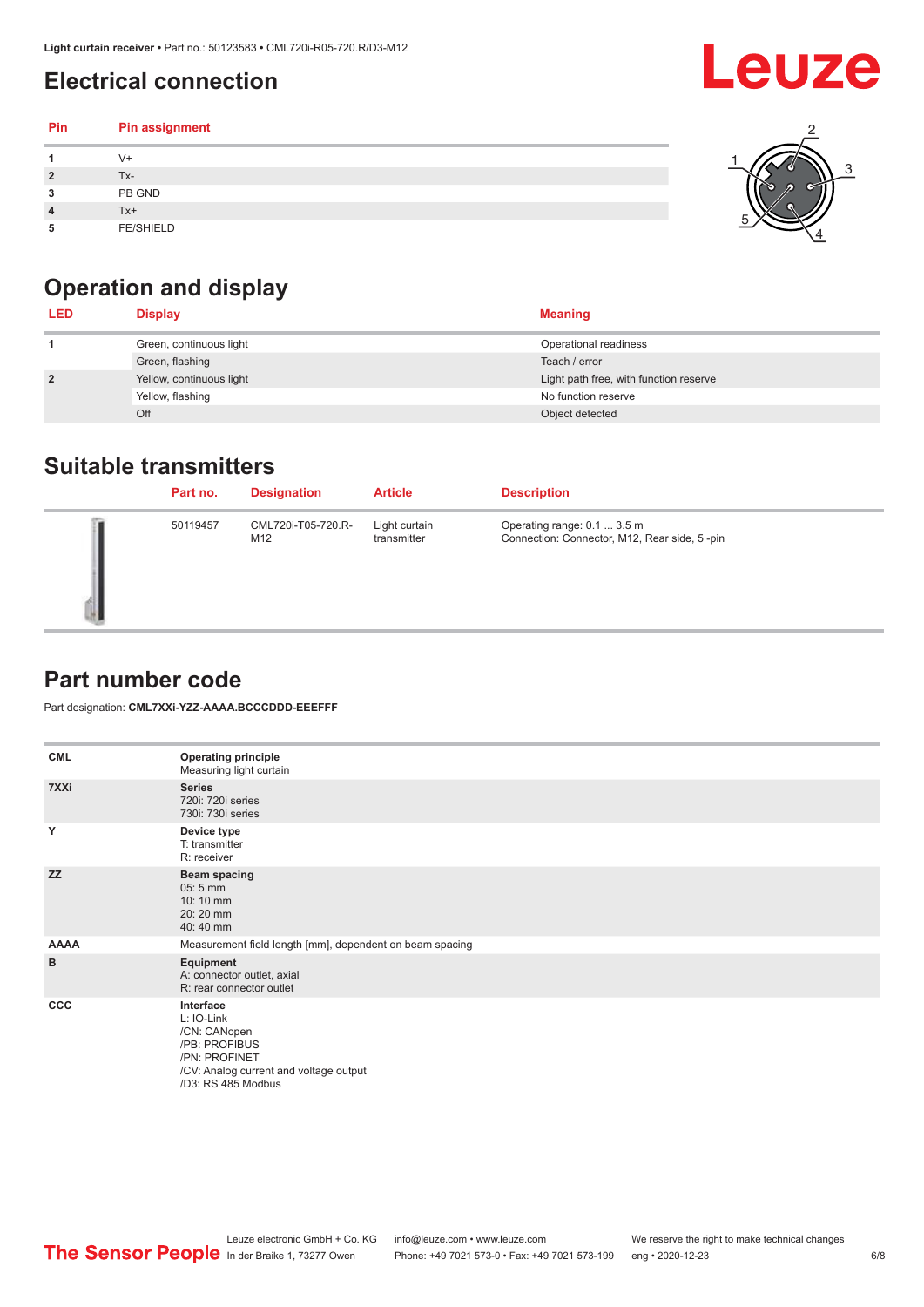## Electrical connection

| Pin | Pin assignment |
|---|---|
| 1 | V+ |
| 2 | Tx- |
| 3 | PB GND |
| 4 | Tx+ |
| 5 | FE/SHIELD |

## Operation and display

| LED | Display | Meaning |
|---|---|---|
| 1 | Green, continuous light | Operational readiness |
| | Green, flashing | Teach / error |
| 2 | Yellow, continuous light | Light path free, with function reserve |
| | Yellow, flashing | No function reserve |
| | Off | Object detected |

## Suitable transmitters

| Part no. | Designation | Article | Description |
|---|---|---|---|
| 50119457 | CML720i-T05-720.R-M12 | Light curtain transmitter | Operating range: 0.1 ... 3.5 m<br>Connection: Connector, M12, Rear side, 5 -pin |

## Part number code

Part designation: **CML7XXi-YZZ-AAAA.BCCCDDD-EEEFFF**

| | |
|---|---|
| **CML** | **Operating principle**<br>Measuring light curtain |
| **7XXi** | **Series**<br>720i: 720i series<br>730i: 730i series |
| **Y** | **Device type**<br>T: transmitter<br>R: receiver |
| **ZZ** | **Beam spacing**<br>05: 5 mm<br>10: 10 mm<br>20: 20 mm<br>40: 40 mm |
| **AAAA** | Measurement field length [mm], dependent on beam spacing |
| **B** | **Equipment**<br>A: connector outlet, axial<br>R: rear connector outlet |
| **CCC** | **Interface**<br>L: IO-Link<br>/CN: CANopen<br>/PB: PROFIBUS<br>/PN: PROFINET<br>/CV: Analog current and voltage output<br>/D3: RS 485 Modbus |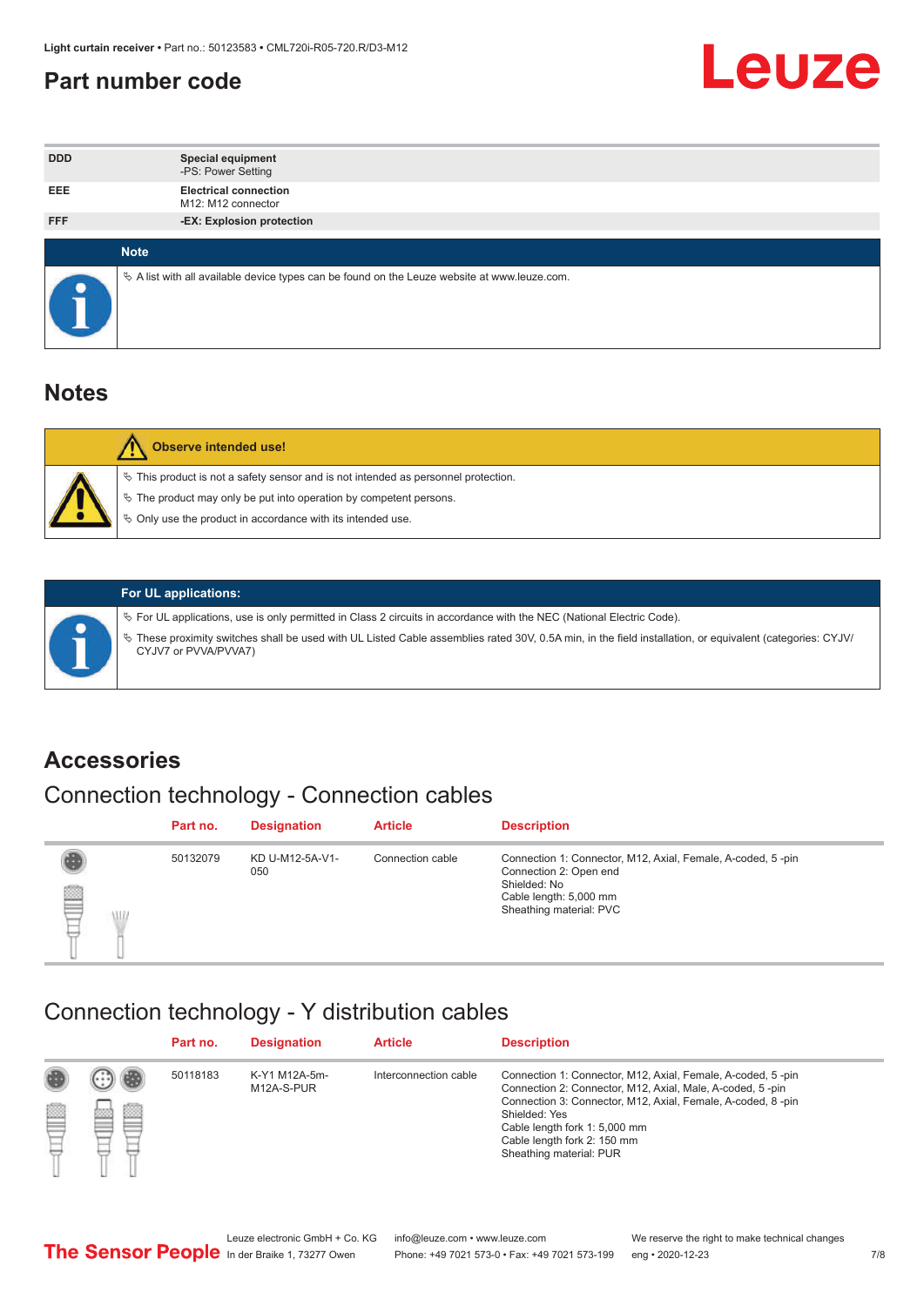# Part number code

| | |
|---|---|
| DDD | **Special equipment**<br>-PS: Power Setting |
| EEE | **Electrical connection**<br>M12: M12 connector |
| FFF | **-EX: Explosion protection** |

**Note**

- A list with all available device types can be found on the Leuze website at www.leuze.com.

# Notes

**Observe intended use!**

- This product is not a safety sensor and is not intended as personnel protection.
- The product may only be put into operation by competent persons.
- Only use the product in accordance with its intended use.

**For UL applications:**

- For UL applications, use is only permitted in Class 2 circuits in accordance with the NEC (National Electric Code).
- These proximity switches shall be used with UL Listed Cable assemblies rated 30V, 0.5A min, in the field installation, or equivalent (categories: CYJV/CYJV7 or PVVA/PVVA7)

# Accessories

## Connection technology - Connection cables

| Part no. | Designation | Article | Description |
|---|---|---|---|
| 50132079 | KD U-M12-5A-V1-050 | Connection cable | Connection 1: Connector, M12, Axial, Female, A-coded, 5 -pin<br>Connection 2: Open end<br>Shielded: No<br>Cable length: 5,000 mm<br>Sheathing material: PVC |

## Connection technology - Y distribution cables

| Part no. | Designation | Article | Description |
|---|---|---|---|
| 50118183 | K-Y1 M12A-5m-M12A-S-PUR | Interconnection cable | Connection 1: Connector, M12, Axial, Female, A-coded, 5 -pin<br>Connection 2: Connector, M12, Axial, Male, A-coded, 5 -pin<br>Connection 3: Connector, M12, Axial, Female, A-coded, 8 -pin<br>Shielded: Yes<br>Cable length fork 1: 5,000 mm<br>Cable length fork 2: 150 mm<br>Sheathing material: PUR |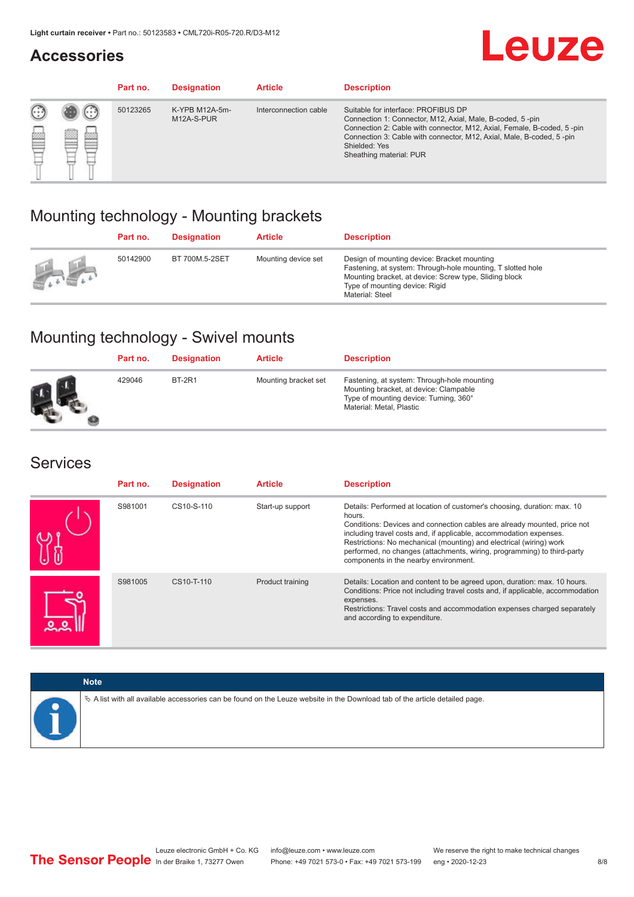## Accessories

| Part no. | Designation | Article | Description |
| --- | --- | --- | --- |
| 50123265 | K-YPB M12A-5m-M12A-S-PUR | Interconnection cable | Suitable for interface: PROFIBUS DP<br>Connection 1: Connector, M12, Axial, Male, B-coded, 5 -pin<br>Connection 2: Cable with connector, M12, Axial, Female, B-coded, 5 -pin<br>Connection 3: Cable with connector, M12, Axial, Male, B-coded, 5 -pin<br>Shielded: Yes<br>Sheathing material: PUR |

## Mounting technology - Mounting brackets

| Part no. | Designation | Article | Description |
| --- | --- | --- | --- |
| 50142900 | BT 700M.5-2SET | Mounting device set | Design of mounting device: Bracket mounting<br>Fastening, at system: Through-hole mounting, T slotted hole<br>Mounting bracket, at device: Screw type, Sliding block<br>Type of mounting device: Rigid<br>Material: Steel |

## Mounting technology - Swivel mounts

| Part no. | Designation | Article | Description |
| --- | --- | --- | --- |
| 429046 | BT-2R1 | Mounting bracket set | Fastening, at system: Through-hole mounting<br>Mounting bracket, at device: Clampable<br>Type of mounting device: Turning, 360°<br>Material: Metal, Plastic |

## Services

| Part no. | Designation | Article | Description |
| --- | --- | --- | --- |
| S981001 | CS10-S-110 | Start-up support | Details: Performed at location of customer's choosing, duration: max. 10 hours.<br>Conditions: Devices and connection cables are already mounted, price not including travel costs and, if applicable, accommodation expenses.<br>Restrictions: No mechanical (mounting) and electrical (wiring) work performed, no changes (attachments, wiring, programming) to third-party components in the nearby environment. |
| S981005 | CS10-T-110 | Product training | Details: Location and content to be agreed upon, duration: max. 10 hours.<br>Conditions: Price not including travel costs and, if applicable, accommodation expenses.<br>Restrictions: Travel costs and accommodation expenses charged separately and according to expenditure. |

**Note**

↳ A list with all available accessories can be found on the Leuze website in the Download tab of the article detailed page.